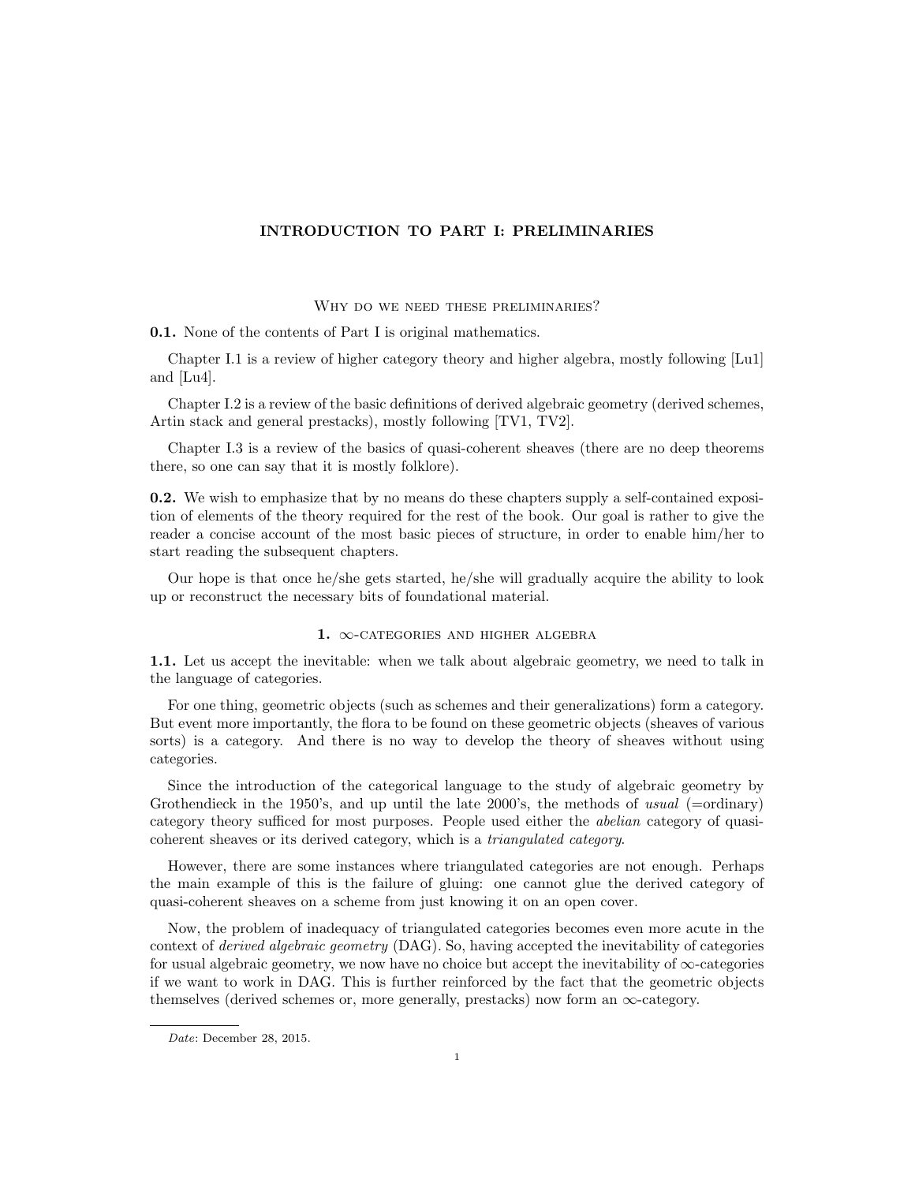# INTRODUCTION TO PART I: PRELIMINARIES

## Why do we need these preliminaries?

**0.1.** None of the contents of Part I is original mathematics.

Chapter I.1 is a review of higher category theory and higher algebra, mostly following [Lu1] and [Lu4].

Chapter I.2 is a review of the basic definitions of derived algebraic geometry (derived schemes, Artin stack and general prestacks), mostly following [TV1, TV2].

Chapter I.3 is a review of the basics of quasi-coherent sheaves (there are no deep theorems there, so one can say that it is mostly folklore).

**0.2.** We wish to emphasize that by no means do these chapters supply a self-contained exposition of elements of the theory required for the rest of the book. Our goal is rather to give the reader a concise account of the most basic pieces of structure, in order to enable him/her to start reading the subsequent chapters.

Our hope is that once he/she gets started, he/she will gradually acquire the ability to look up or reconstruct the necessary bits of foundational material.

## 1. $\infty$-categories and higher algebra

**1.1.** Let us accept the inevitable: when we talk about algebraic geometry, we need to talk in the language of categories.

For one thing, geometric objects (such as schemes and their generalizations) form a category. But event more importantly, the flora to be found on these geometric objects (sheaves of various sorts) is a category. And there is no way to develop the theory of sheaves without using categories.

Since the introduction of the categorical language to the study of algebraic geometry by Grothendieck in the 1950's, and up until the late 2000's, the methods of *usual* (=ordinary) category theory sufficed for most purposes. People used either the *abelian* category of quasi-coherent sheaves or its derived category, which is a *triangulated category*.

However, there are some instances where triangulated categories are not enough. Perhaps the main example of this is the failure of gluing: one cannot glue the derived category of quasi-coherent sheaves on a scheme from just knowing it on an open cover.

Now, the problem of inadequacy of triangulated categories becomes even more acute in the context of *derived algebraic geometry* (DAG). So, having accepted the inevitability of categories for usual algebraic geometry, we now have no choice but accept the inevitability of $\infty$-categories if we want to work in DAG. This is further reinforced by the fact that the geometric objects themselves (derived schemes or, more generally, prestacks) now form an $\infty$-category.

*Date*: December 28, 2015.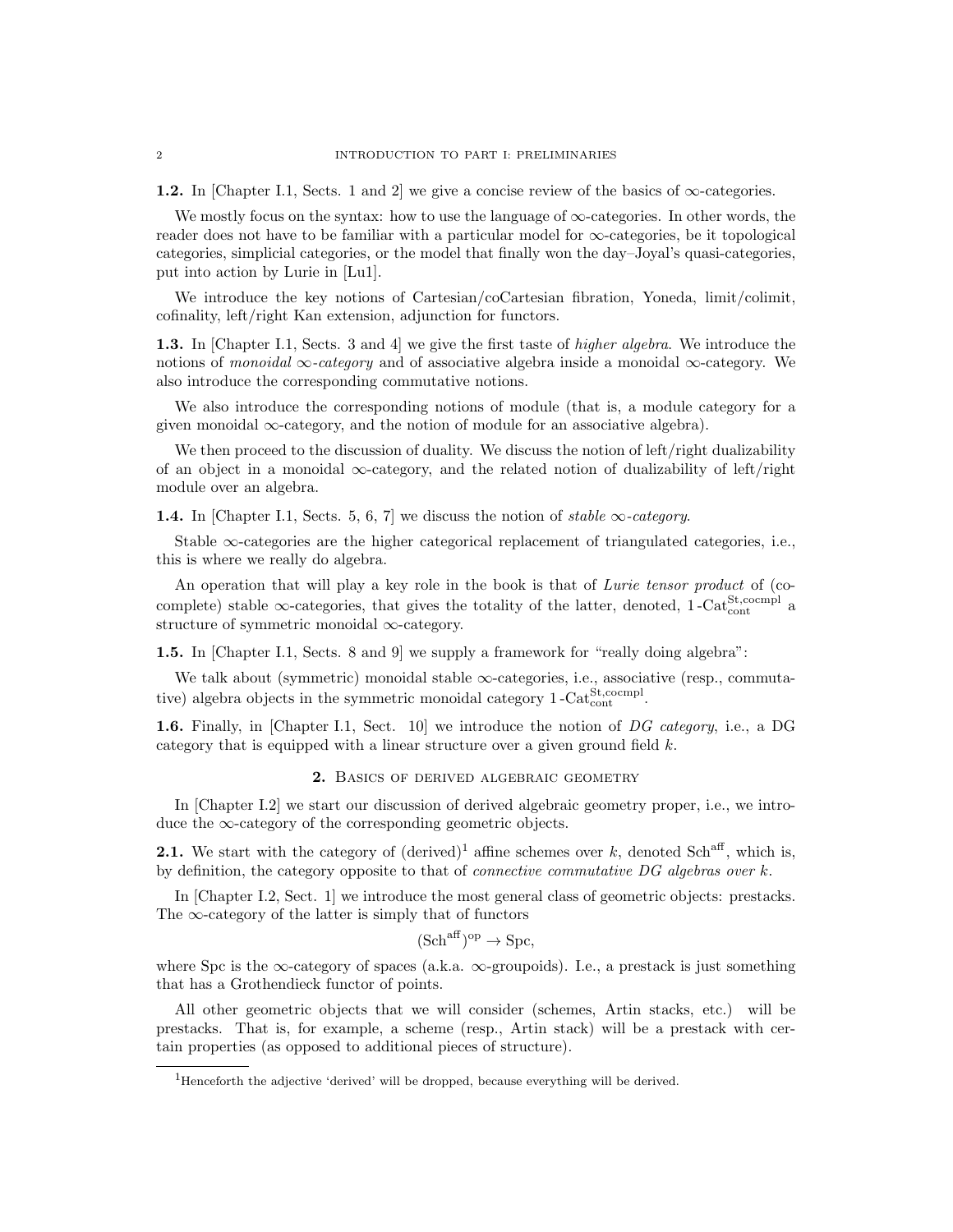**1.2.** In [Chapter I.1, Sects. 1 and 2] we give a concise review of the basics of $\infty$-categories.

We mostly focus on the syntax: how to use the language of $\infty$-categories. In other words, the reader does not have to be familiar with a particular model for $\infty$-categories, be it topological categories, simplicial categories, or the model that finally won the day–Joyal's quasi-categories, put into action by Lurie in [Lu1].

We introduce the key notions of Cartesian/coCartesian fibration, Yoneda, limit/colimit, cofinality, left/right Kan extension, adjunction for functors.

**1.3.** In [Chapter I.1, Sects. 3 and 4] we give the first taste of *higher algebra*. We introduce the notions of *monoidal $\infty$-category* and of associative algebra inside a monoidal $\infty$-category. We also introduce the corresponding commutative notions.

We also introduce the corresponding notions of module (that is, a module category for a given monoidal $\infty$-category, and the notion of module for an associative algebra).

We then proceed to the discussion of duality. We discuss the notion of left/right dualizability of an object in a monoidal $\infty$-category, and the related notion of dualizability of left/right module over an algebra.

**1.4.** In [Chapter I.1, Sects. 5, 6, 7] we discuss the notion of *stable $\infty$-category*.

Stable $\infty$-categories are the higher categorical replacement of triangulated categories, i.e., this is where we really do algebra.

An operation that will play a key role in the book is that of *Lurie tensor product* of (co-complete) stable $\infty$-categories, that gives the totality of the latter, denoted, $1\text{-}\mathrm{Cat}^{\mathrm{St,cocmpl}}_{\mathrm{cont}}$ a structure of symmetric monoidal $\infty$-category.

**1.5.** In [Chapter I.1, Sects. 8 and 9] we supply a framework for "really doing algebra":

We talk about (symmetric) monoidal stable $\infty$-categories, i.e., associative (resp., commutative) algebra objects in the symmetric monoidal category $1\text{-}\mathrm{Cat}^{\mathrm{St,cocmpl}}_{\mathrm{cont}}$.

**1.6.** Finally, in [Chapter I.1, Sect. 10] we introduce the notion of *DG category*, i.e., a DG category that is equipped with a linear structure over a given ground field $k$.

## 2. Basics of derived algebraic geometry

In [Chapter I.2] we start our discussion of derived algebraic geometry proper, i.e., we introduce the $\infty$-category of the corresponding geometric objects.

**2.1.** We start with the category of (derived)[1] affine schemes over $k$, denoted $\mathrm{Sch}^{\mathrm{aff}}$, which is, by definition, the category opposite to that of *connective commutative DG algebras over* $k$.

In [Chapter I.2, Sect. 1] we introduce the most general class of geometric objects: prestacks. The $\infty$-category of the latter is simply that of functors

$$(\mathrm{Sch}^{\mathrm{aff}})^{\mathrm{op}} \to \mathrm{Spc},$$

where Spc is the $\infty$-category of spaces (a.k.a. $\infty$-groupoids). I.e., a prestack is just something that has a Grothendieck functor of points.

All other geometric objects that we will consider (schemes, Artin stacks, etc.) will be prestacks. That is, for example, a scheme (resp., Artin stack) will be a prestack with certain properties (as opposed to additional pieces of structure).

[1] Henceforth the adjective 'derived' will be dropped, because everything will be derived.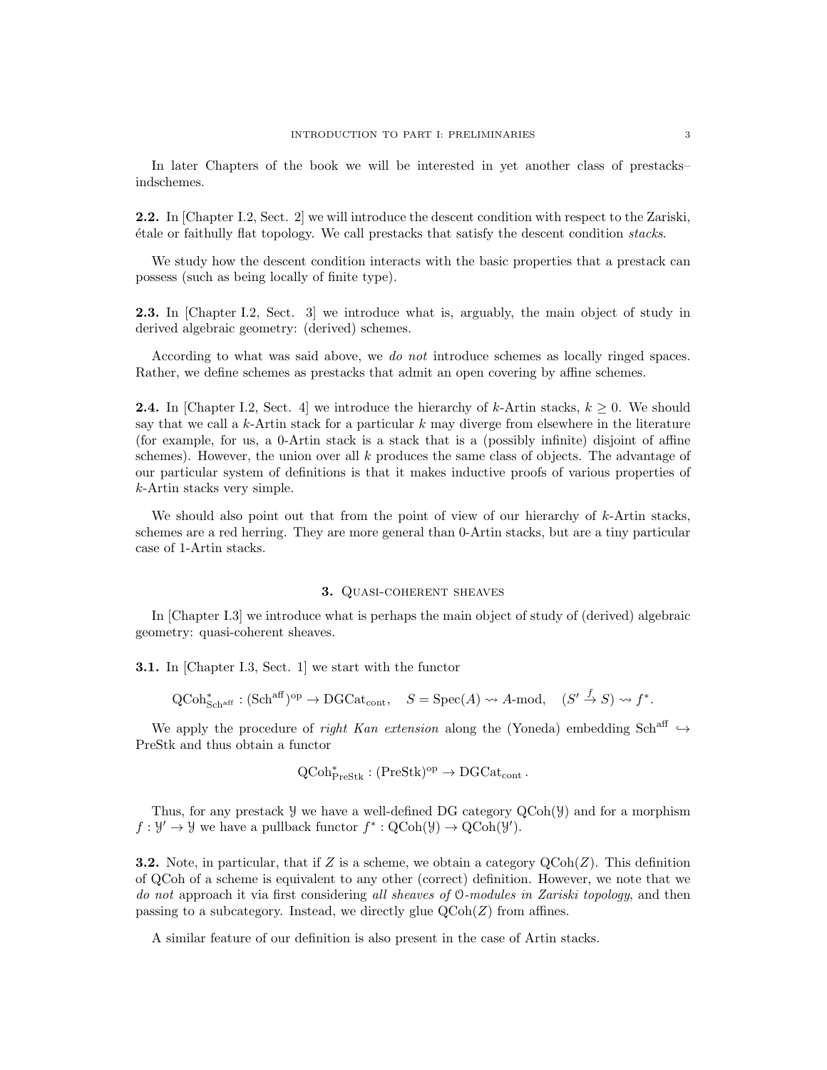In later Chapters of the book we will be interested in yet another class of prestacks–indschemes.

**2.2.** In [Chapter I.2, Sect. 2] we will introduce the descent condition with respect to the Zariski, étale or faithully flat topology. We call prestacks that satisfy the descent condition *stacks*.

We study how the descent condition interacts with the basic properties that a prestack can possess (such as being locally of finite type).

**2.3.** In [Chapter I.2, Sect. 3] we introduce what is, arguably, the main object of study in derived algebraic geometry: (derived) schemes.

According to what was said above, we *do not* introduce schemes as locally ringed spaces. Rather, we define schemes as prestacks that admit an open covering by affine schemes.

**2.4.** In [Chapter I.2, Sect. 4] we introduce the hierarchy of $k$-Artin stacks, $k \geq 0$. We should say that we call a $k$-Artin stack for a particular $k$ may diverge from elsewhere in the literature (for example, for us, a 0-Artin stack is a stack that is a (possibly infinite) disjoint of affine schemes). However, the union over all $k$ produces the same class of objects. The advantage of our particular system of definitions is that it makes inductive proofs of various properties of $k$-Artin stacks very simple.

We should also point out that from the point of view of our hierarchy of $k$-Artin stacks, schemes are a red herring. They are more general than 0-Artin stacks, but are a tiny particular case of 1-Artin stacks.

## 3. Quasi-coherent sheaves

In [Chapter I.3] we introduce what is perhaps the main object of study of (derived) algebraic geometry: quasi-coherent sheaves.

**3.1.** In [Chapter I.3, Sect. 1] we start with the functor

$$\mathrm{QCoh}^*_{\mathrm{Sch}^{\mathrm{aff}}} : (\mathrm{Sch}^{\mathrm{aff}})^{\mathrm{op}} \to \mathrm{DGCat}_{\mathrm{cont}}, \quad S = \mathrm{Spec}(A) \rightsquigarrow A\text{-mod}, \quad (S' \xrightarrow{f} S) \rightsquigarrow f^*.$$

We apply the procedure of *right Kan extension* along the (Yoneda) embedding $\mathrm{Sch}^{\mathrm{aff}} \hookrightarrow \mathrm{PreStk}$ and thus obtain a functor

$$\mathrm{QCoh}^*_{\mathrm{PreStk}} : (\mathrm{PreStk})^{\mathrm{op}} \to \mathrm{DGCat}_{\mathrm{cont}}.$$

Thus, for any prestack $\mathcal{Y}$ we have a well-defined DG category $\mathrm{QCoh}(\mathcal{Y})$ and for a morphism $f : \mathcal{Y}' \to \mathcal{Y}$ we have a pullback functor $f^* : \mathrm{QCoh}(\mathcal{Y}) \to \mathrm{QCoh}(\mathcal{Y}')$.

**3.2.** Note, in particular, that if $Z$ is a scheme, we obtain a category $\mathrm{QCoh}(Z)$. This definition of QCoh of a scheme is equivalent to any other (correct) definition. However, we note that we *do not* approach it via first considering *all sheaves of $\mathcal{O}$-modules in Zariski topology*, and then passing to a subcategory. Instead, we directly glue $\mathrm{QCoh}(Z)$ from affines.

A similar feature of our definition is also present in the case of Artin stacks.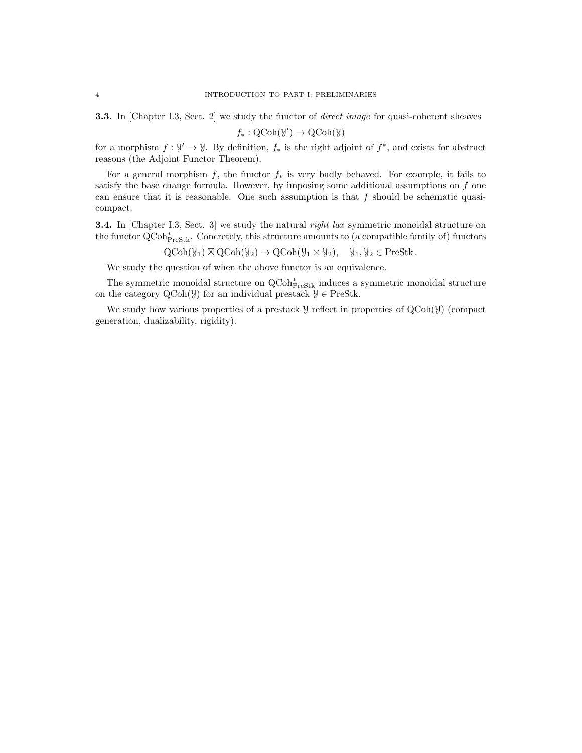**3.3.** In [Chapter I.3, Sect. 2] we study the functor of *direct image* for quasi-coherent sheaves

$$f_* : \mathrm{QCoh}(\mathcal{Y}') \to \mathrm{QCoh}(\mathcal{Y})$$

for a morphism $f : \mathcal{Y}' \to \mathcal{Y}$. By definition, $f_*$ is the right adjoint of $f^*$, and exists for abstract reasons (the Adjoint Functor Theorem).

For a general morphism $f$, the functor $f_*$ is very badly behaved. For example, it fails to satisfy the base change formula. However, by imposing some additional assumptions on $f$ one can ensure that it is reasonable. One such assumption is that $f$ should be schematic quasi-compact.

**3.4.** In [Chapter I.3, Sect. 3] we study the natural *right lax* symmetric monoidal structure on the functor $\mathrm{QCoh}^*_{\mathrm{PreStk}}$. Concretely, this structure amounts to (a compatible family of) functors

$$\mathrm{QCoh}(\mathcal{Y}_1) \boxtimes \mathrm{QCoh}(\mathcal{Y}_2) \to \mathrm{QCoh}(\mathcal{Y}_1 \times \mathcal{Y}_2), \quad \mathcal{Y}_1, \mathcal{Y}_2 \in \mathrm{PreStk}\,.$$

We study the question of when the above functor is an equivalence.

The symmetric monoidal structure on $\mathrm{QCoh}^*_{\mathrm{PreStk}}$ induces a symmetric monoidal structure on the category $\mathrm{QCoh}(\mathcal{Y})$ for an individual prestack $\mathcal{Y} \in \mathrm{PreStk}$.

We study how various properties of a prestack $\mathcal{Y}$ reflect in properties of $\mathrm{QCoh}(\mathcal{Y})$ (compact generation, dualizability, rigidity).